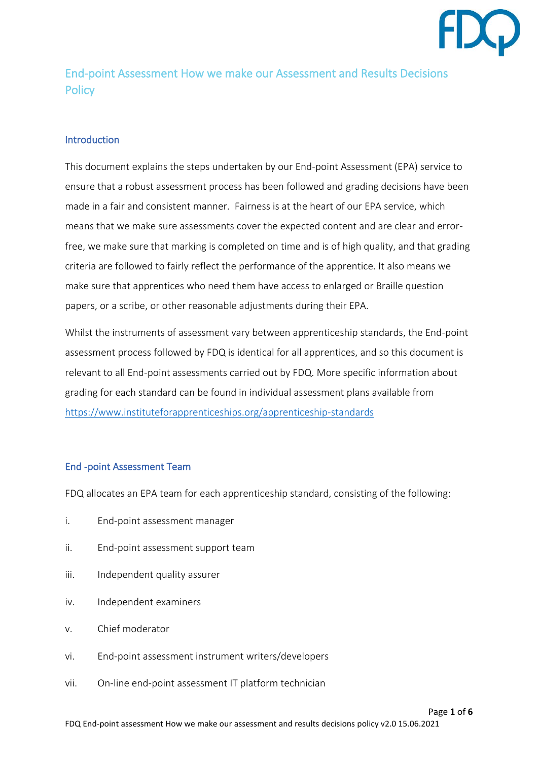# End-point Assessment How we make our Assessment and Results Decisions Policy

## Introduction

This document explains the steps undertaken by our End-point Assessment (EPA) service to ensure that a robust assessment process has been followed and grading decisions have been made in a fair and consistent manner. Fairness is at the heart of our EPA service, which means that we make sure assessments cover the expected content and are clear and error-free, we make sure that marking is completed on time and is of high quality, and that grading criteria are followed to fairly reflect the performance of the apprentice. It also means we make sure that apprentices who need them have access to enlarged or Braille question papers, or a scribe, or other reasonable adjustments during their EPA.

Whilst the instruments of assessment vary between apprenticeship standards, the End-point assessment process followed by FDQ is identical for all apprentices, and so this document is relevant to all End-point assessments carried out by FDQ. More specific information about grading for each standard can be found in individual assessment plans available from https://www.instituteforapprenticeships.org/apprenticeship-standards

## End -point Assessment Team

FDQ allocates an EPA team for each apprenticeship standard, consisting of the following:

i. End-point assessment manager

ii. End-point assessment support team

iii. Independent quality assurer

iv. Independent examiners

v. Chief moderator

vi. End-point assessment instrument writers/developers

vii. On-line end-point assessment IT platform technician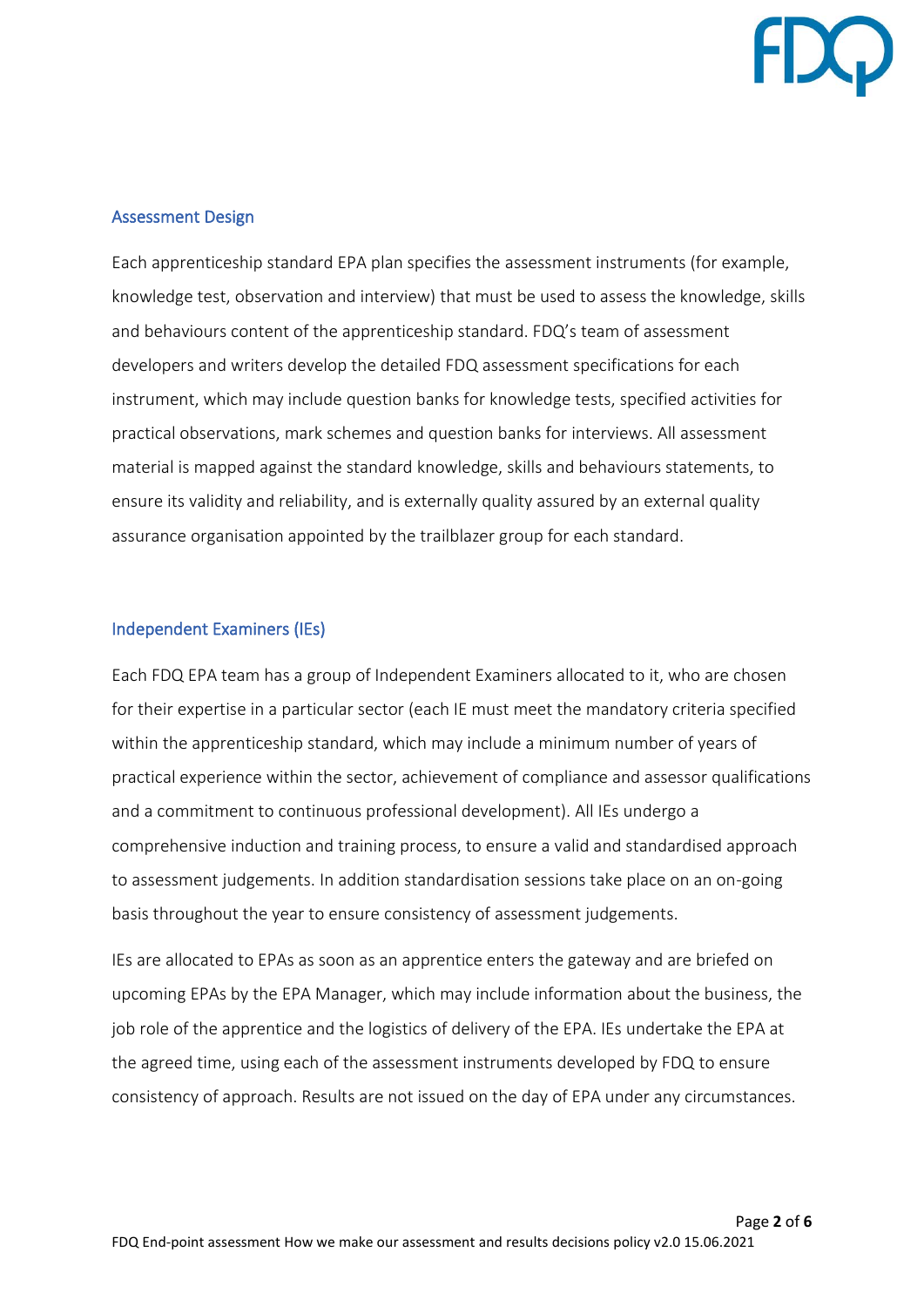## Assessment Design

Each apprenticeship standard EPA plan specifies the assessment instruments (for example, knowledge test, observation and interview) that must be used to assess the knowledge, skills and behaviours content of the apprenticeship standard. FDQ's team of assessment developers and writers develop the detailed FDQ assessment specifications for each instrument, which may include question banks for knowledge tests, specified activities for practical observations, mark schemes and question banks for interviews. All assessment material is mapped against the standard knowledge, skills and behaviours statements, to ensure its validity and reliability, and is externally quality assured by an external quality assurance organisation appointed by the trailblazer group for each standard.

## Independent Examiners (IEs)

Each FDQ EPA team has a group of Independent Examiners allocated to it, who are chosen for their expertise in a particular sector (each IE must meet the mandatory criteria specified within the apprenticeship standard, which may include a minimum number of years of practical experience within the sector, achievement of compliance and assessor qualifications and a commitment to continuous professional development). All IEs undergo a comprehensive induction and training process, to ensure a valid and standardised approach to assessment judgements. In addition standardisation sessions take place on an on-going basis throughout the year to ensure consistency of assessment judgements.

IEs are allocated to EPAs as soon as an apprentice enters the gateway and are briefed on upcoming EPAs by the EPA Manager, which may include information about the business, the job role of the apprentice and the logistics of delivery of the EPA. IEs undertake the EPA at the agreed time, using each of the assessment instruments developed by FDQ to ensure consistency of approach. Results are not issued on the day of EPA under any circumstances.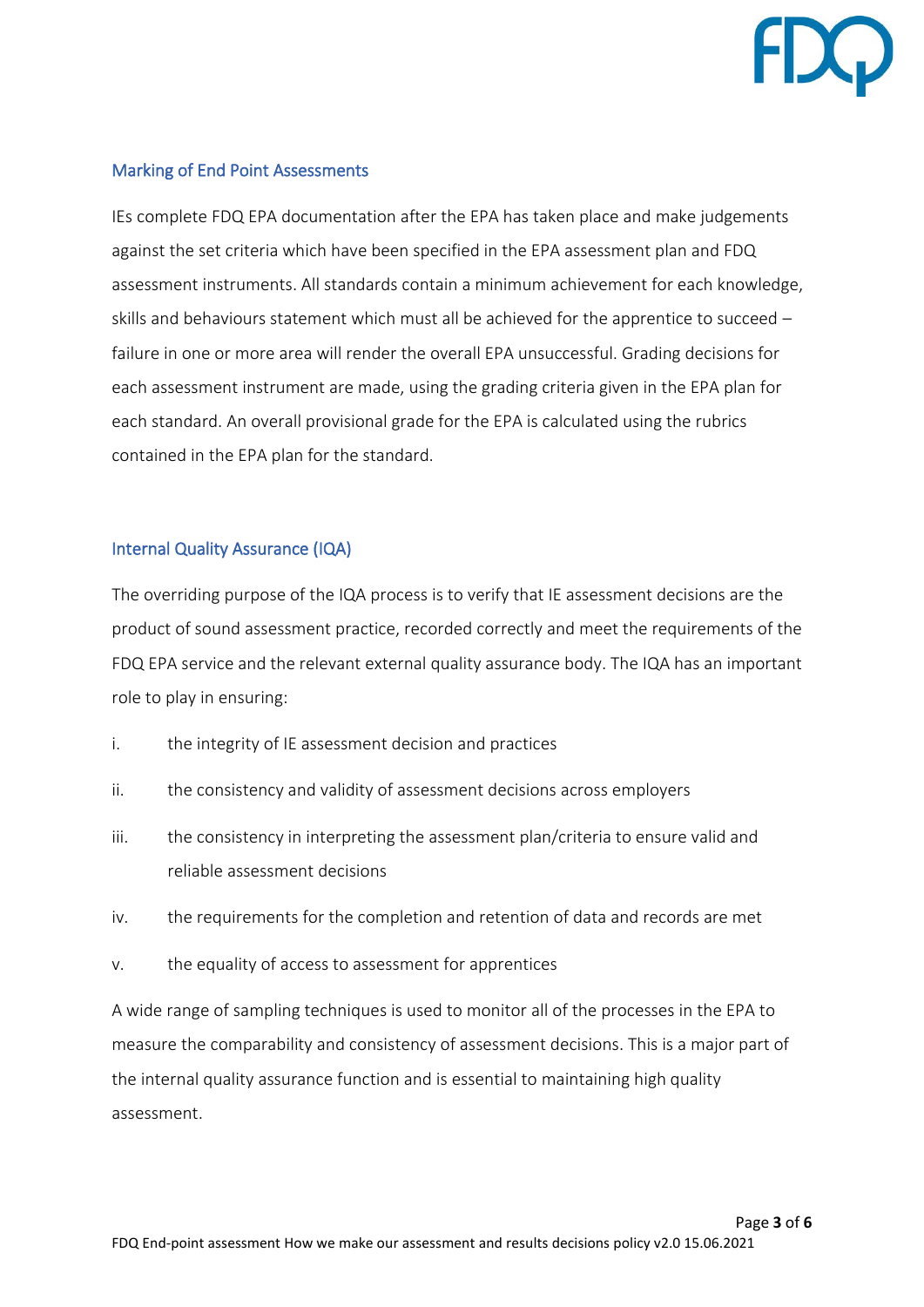## Marking of End Point Assessments

IEs complete FDQ EPA documentation after the EPA has taken place and make judgements against the set criteria which have been specified in the EPA assessment plan and FDQ assessment instruments. All standards contain a minimum achievement for each knowledge, skills and behaviours statement which must all be achieved for the apprentice to succeed – failure in one or more area will render the overall EPA unsuccessful. Grading decisions for each assessment instrument are made, using the grading criteria given in the EPA plan for each standard. An overall provisional grade for the EPA is calculated using the rubrics contained in the EPA plan for the standard.

## Internal Quality Assurance (IQA)

The overriding purpose of the IQA process is to verify that IE assessment decisions are the product of sound assessment practice, recorded correctly and meet the requirements of the FDQ EPA service and the relevant external quality assurance body. The IQA has an important role to play in ensuring:

i. the integrity of IE assessment decision and practices

ii. the consistency and validity of assessment decisions across employers

iii. the consistency in interpreting the assessment plan/criteria to ensure valid and reliable assessment decisions

iv. the requirements for the completion and retention of data and records are met

v. the equality of access to assessment for apprentices

A wide range of sampling techniques is used to monitor all of the processes in the EPA to measure the comparability and consistency of assessment decisions. This is a major part of the internal quality assurance function and is essential to maintaining high quality assessment.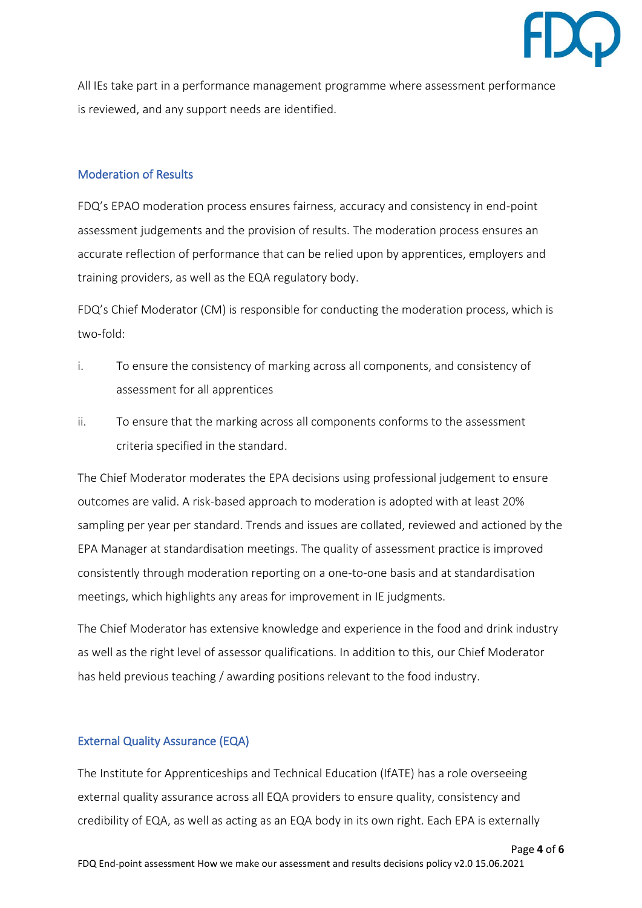All IEs take part in a performance management programme where assessment performance is reviewed, and any support needs are identified.

## Moderation of Results

FDQ's EPAO moderation process ensures fairness, accuracy and consistency in end-point assessment judgements and the provision of results. The moderation process ensures an accurate reflection of performance that can be relied upon by apprentices, employers and training providers, as well as the EQA regulatory body.

FDQ's Chief Moderator (CM) is responsible for conducting the moderation process, which is two-fold:

i. To ensure the consistency of marking across all components, and consistency of assessment for all apprentices

ii. To ensure that the marking across all components conforms to the assessment criteria specified in the standard.

The Chief Moderator moderates the EPA decisions using professional judgement to ensure outcomes are valid. A risk-based approach to moderation is adopted with at least 20% sampling per year per standard. Trends and issues are collated, reviewed and actioned by the EPA Manager at standardisation meetings. The quality of assessment practice is improved consistently through moderation reporting on a one-to-one basis and at standardisation meetings, which highlights any areas for improvement in IE judgments.

The Chief Moderator has extensive knowledge and experience in the food and drink industry as well as the right level of assessor qualifications. In addition to this, our Chief Moderator has held previous teaching / awarding positions relevant to the food industry.

## External Quality Assurance (EQA)

The Institute for Apprenticeships and Technical Education (IfATE) has a role overseeing external quality assurance across all EQA providers to ensure quality, consistency and credibility of EQA, as well as acting as an EQA body in its own right. Each EPA is externally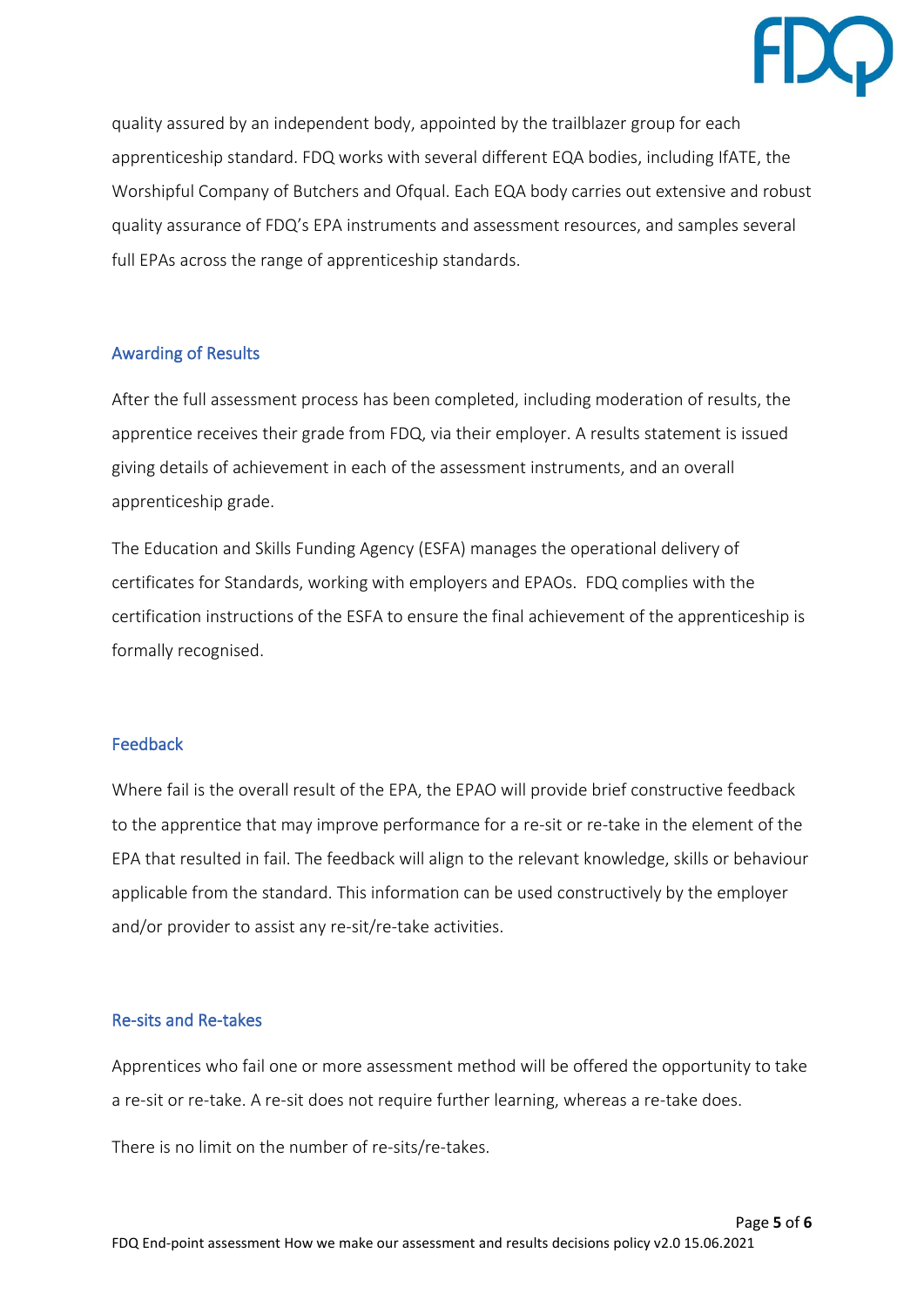quality assured by an independent body, appointed by the trailblazer group for each apprenticeship standard. FDQ works with several different EQA bodies, including IfATE, the Worshipful Company of Butchers and Ofqual. Each EQA body carries out extensive and robust quality assurance of FDQ's EPA instruments and assessment resources, and samples several full EPAs across the range of apprenticeship standards.

## Awarding of Results

After the full assessment process has been completed, including moderation of results, the apprentice receives their grade from FDQ, via their employer. A results statement is issued giving details of achievement in each of the assessment instruments, and an overall apprenticeship grade.

The Education and Skills Funding Agency (ESFA) manages the operational delivery of certificates for Standards, working with employers and EPAOs. FDQ complies with the certification instructions of the ESFA to ensure the final achievement of the apprenticeship is formally recognised.

## Feedback

Where fail is the overall result of the EPA, the EPAO will provide brief constructive feedback to the apprentice that may improve performance for a re-sit or re-take in the element of the EPA that resulted in fail. The feedback will align to the relevant knowledge, skills or behaviour applicable from the standard. This information can be used constructively by the employer and/or provider to assist any re-sit/re-take activities.

## Re-sits and Re-takes

Apprentices who fail one or more assessment method will be offered the opportunity to take a re-sit or re-take. A re-sit does not require further learning, whereas a re-take does.

There is no limit on the number of re-sits/re-takes.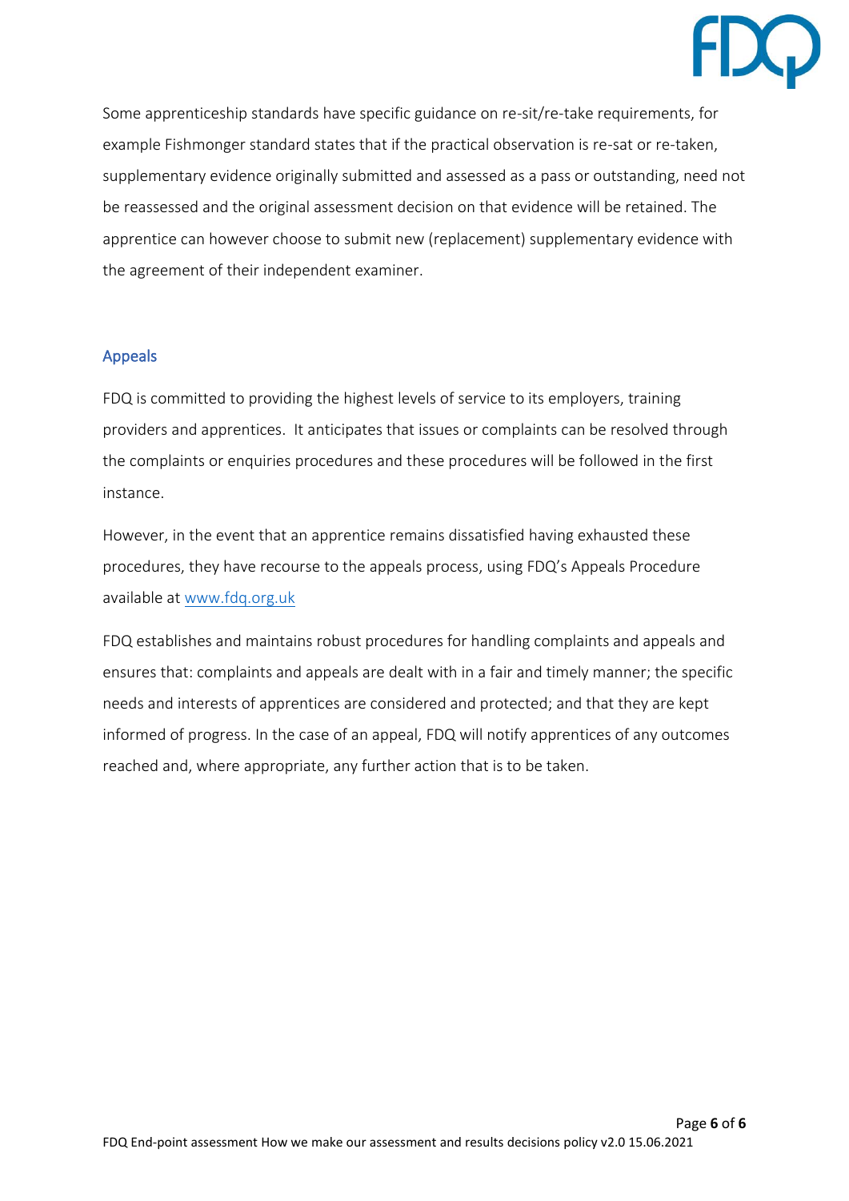Some apprenticeship standards have specific guidance on re-sit/re-take requirements, for example Fishmonger standard states that if the practical observation is re-sat or re-taken, supplementary evidence originally submitted and assessed as a pass or outstanding, need not be reassessed and the original assessment decision on that evidence will be retained. The apprentice can however choose to submit new (replacement) supplementary evidence with the agreement of their independent examiner.

## Appeals

FDQ is committed to providing the highest levels of service to its employers, training providers and apprentices. It anticipates that issues or complaints can be resolved through the complaints or enquiries procedures and these procedures will be followed in the first instance.

However, in the event that an apprentice remains dissatisfied having exhausted these procedures, they have recourse to the appeals process, using FDQ's Appeals Procedure available at [www.fdq.org.uk](http://www.fdq.org.uk)

FDQ establishes and maintains robust procedures for handling complaints and appeals and ensures that: complaints and appeals are dealt with in a fair and timely manner; the specific needs and interests of apprentices are considered and protected; and that they are kept informed of progress. In the case of an appeal, FDQ will notify apprentices of any outcomes reached and, where appropriate, any further action that is to be taken.